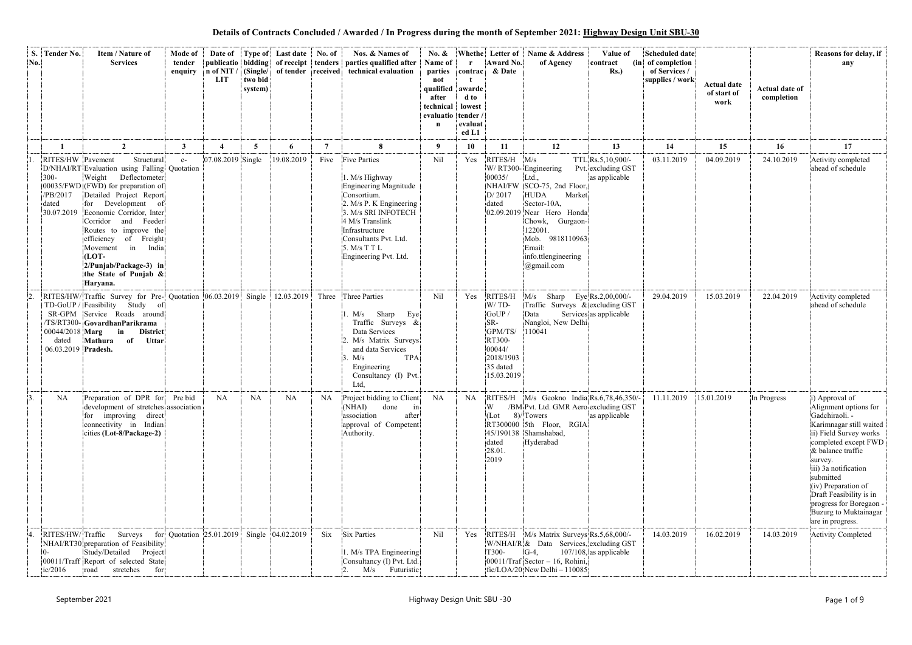**Details of Contracts Concluded / Awarded / In Progress during the month of September 2021: Highway Design Unit SBU-30**

| S. No. | Tender No. | Item / Nature of Services | Mode of tender enquiry | Date of publication of NIT / LIT | Type of bidding (Single/ two bid system) | Last date of receipt of tender | No. of tenders received | Nos. & Names of parties qualified after technical evaluation | No. & Name of parties not qualified after technical evaluation | Whether contract awarded to lowest tender / evaluated L1 | Letter of Award No. & Date | Name & Address of Agency | Value of contract (in Rs.) | Scheduled date of completion of Services / supplies / work | Actual date of start of work | Actual date of completion | Reasons for delay, if any |
|---|---|---|---|---|---|---|---|---|---|---|---|---|---|---|---|---|---|
| 1 | 2 | 3 | 4 | 5 | 6 | 7 | 8 | 9 | 10 | 11 | 12 | 13 | 14 | 15 | 16 | 17 | |
| 1. | RITES/HW D/NHAI/RT 300-00035/FWD /PB/2017 dated 30.07.2019 | Pavement Structural Evaluation using Falling Weight Deflectometer (FWD) for preparation of Detailed Project Report for Development of Economic Corridor, Inter Corridor and Feeder Routes to improve the efficiency of Freight Movement in India **(LOT-2/Punjab/Package-3) in the State of Punjab & Haryana.** | e-Quotation | 07.08.2019 | Single | 19.08.2019 | Five | Five Parties<br>1. M/s Highway Engineering Magnitude Consortium.<br>2. M/s P. K Engineering<br>3. M/s SRI INFOTECH<br>4 M/s Translink Infrastructure Consultants Pvt. Ltd.<br>5. M/s T T L Engineering Pvt. Ltd. | Nil | Yes | RITES/H W/ RT300-00035/ NHAI/FW D/ 2017 dated 02.09.2019 | M/s TTL Engineering Pvt. Ltd., SCO-75, 2nd Floor, HUDA Market Sector-10A, Near Hero Honda Chowk, Gurgaon-122001. Mob. 9818110963 Email: info.ttlengineering @gmail.com | Rs.5,10,900/- excluding GST as applicable | 03.11.2019 | 04.09.2019 | 24.10.2019 | Activity completed ahead of schedule |
| 2. | RITES/HW/ TD-GoUP / SR-GPM /TS/RT300-00044/2018 dated 06.03.2019 | Traffic Survey for Pre-Feasibility Study of Service Roads around **GovardhanParikrama Marg in District Mathura of Uttar Pradesh.** | Quotation | 06.03.2019 | Single | 12.03.2019 | Three | Three Parties<br>1. M/s Sharp Eye Traffic Surveys & Data Services<br>2. M/s Matrix Surveys and data Services<br>3. M/s TPA Engineering Consultancy (I) Pvt. Ltd, | Nil | Yes | RITES/H W/ TD-GoUP / SR-GPM/TS/ RT300-00044/ 2018/1903 35 dated 15.03.2019 | M/s Sharp Eye Traffic Surveys & Data Services Nangloi, New Delhi 110041 | Rs.2,00,000/- excluding GST as applicable | 29.04.2019 | 15.03.2019 | 22.04.2019 | Activity completed ahead of schedule |
| 3. | NA | Preparation of DPR for development of stretches for improving direct connectivity in Indian cities **(Lot-8/Package-2)** | Pre bid association | NA | NA | NA | NA | Project bidding to Client (NHAI) done in association after approval of Competent Authority. | NA | NA | RITES/H W /BM (Lot 8)/ RT300000 45/190138 dated 28.01. 2019 | M/s Geokno India Pvt. Ltd. GMR Aero Towers 5th Floor, RGIA Shamshabad, Hyderabad | Rs.6,78,46,350/- excluding GST as applicable | 11.11.2019 | 15.01.2019 | In Progress | i) Approval of Alignment options for Gadchiraoli. - Karimnagar still waited<br>ii) Field Survey works completed except FWD & balance traffic survey.<br>iii) 3a notification submitted<br>(iv) Preparation of Draft Feasibility is in progress for Boregaon - Buzurg to Muktainagar are in progress. |
| 4. | RITES/HW/ NHAI/RT30 0-00011/Traff ic/2016 | Traffic Surveys for preparation of Feasibility Study/Detailed Project Report of selected State road stretches for | Quotation | 25.01.2019 | Single | 04.02.2019 | Six | Six Parties<br>1. M/s TPA Engineering Consultancy (I) Pvt. Ltd.<br>2. M/s Futuristic | Nil | Yes | RITES/H W/NHAI/R T300-00011/Traf fic/LOA/20 | M/s Matrix Surveys & Data Services, G-4, 107/108, Sector – 16, Rohini, New Delhi – 110085 | Rs.5,68,000/- excluding GST as applicable | 14.03.2019 | 16.02.2019 | 14.03.2019 | Activity Completed |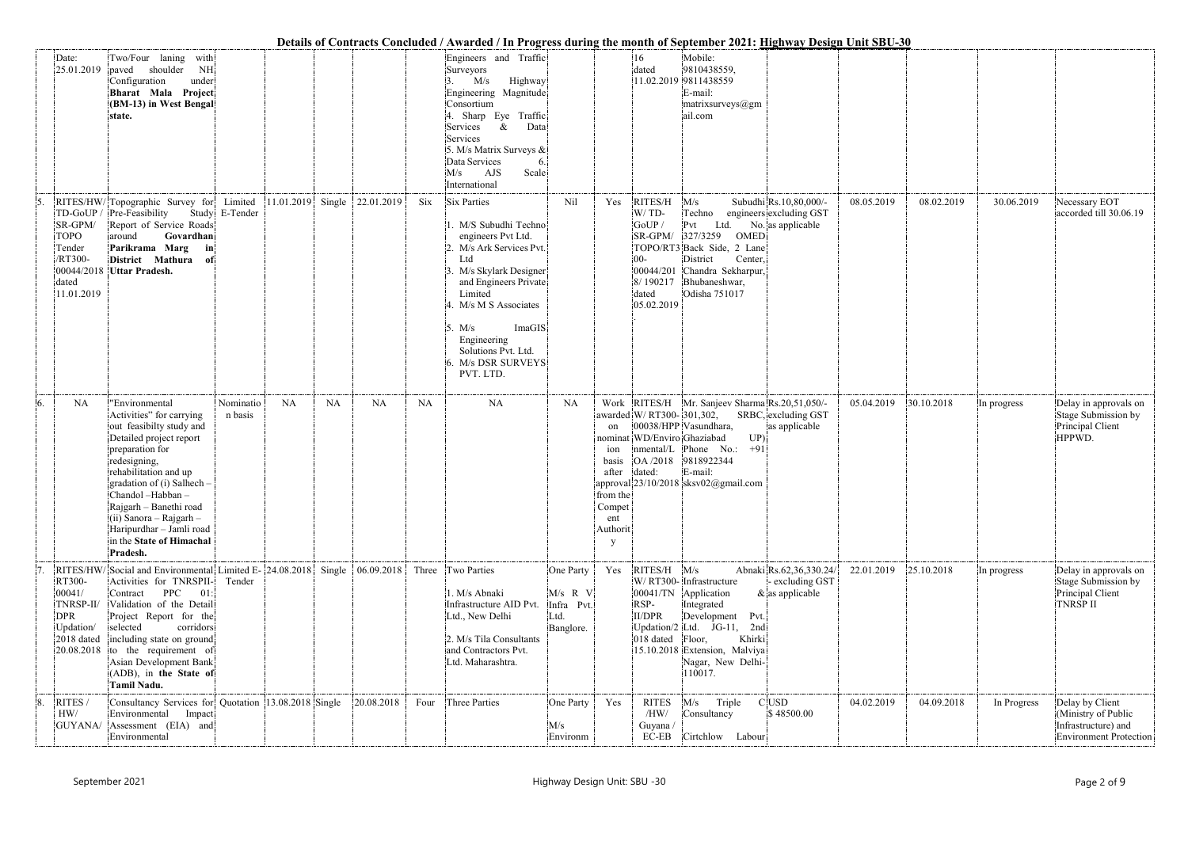**Details of Contracts Concluded / Awarded / In Progress during the month of September 2021: Highway Design Unit SBU-30**

| | | | | | | | | | | | | | | | | | |
|---|---|---|---|---|---|---|---|---|---|---|---|---|---|---|---|---|---|
| | Date: 25.01.2019 | Two/Four laning with paved shoulder NH Configuration under **Bharat Mala Project (BM-13) in West Bengal state.** | | | | | | Engineers and Traffic Surveyors<br>3. M/s Highway Engineering Magnitude Consortium<br>4. Sharp Eye Traffic Services & Data Services<br>5. M/s Matrix Surveys & Data Services<br>6. M/s AJS Scale International | | | 16 dated 11.02.2019 | Mobile: 9810438559, 9811438559<br>E-mail: matrixsurveys@gmail.com | | | | | |
| 5. | RITES/HW/TD-GoUP / SR-GPM/ TOPO Tender /RT300-00044/2018 dated 11.01.2019 | Topographic Survey for Pre-Feasibility Study Report of Service Roads around **Govardhan Parikrama Marg in District Mathura of Uttar Pradesh.** | Limited E-Tender | 11.01.2019 | Single | 22.01.2019 | Six | Six Parties<br>1. M/S Subudhi Techno engineers Pvt Ltd.<br>2. M/s Ark Services Pvt. Ltd<br>3. M/s Skylark Designer and Engineers Private Limited<br>4. M/s M S Associates<br>5. M/s ImaGIS Engineering Solutions Pvt. Ltd.<br>6. M/s DSR SURVEYS PVT. LTD. | Nil | Yes | RITES/HW/ TD-GoUP / SR-GPM/ TOPO/RT300-00044/2018/ 190217 dated 05.02.2019 | M/s Subudhi Techno engineers Pvt Ltd. No. 327/3259 OMED Back Side, 2 Lane District Center, Chandra Sekharpur, Bhubaneshwar, Odisha 751017 | Rs.10,80,000/- excluding GST as applicable | 08.05.2019 | 08.02.2019 | 30.06.2019 | Necessary EOT accorded till 30.06.19 |
| 6. | NA | "Environmental Activities" for carrying out feasibilty study and Detailed project report preparation for redesigning, rehabilitation and up gradation of (i) Salhech – Chandol –Habban – Rajgarh – Banethi road (ii) Sanora – Rajgarh – Haripurdhar – Jamli road in the **State of Himachal Pradesh.** | Nomination basis | NA | NA | NA | NA | NA | NA | Work awarded on nomination basis after approval from the Competent Authority | RITES/HW/ RT300-00038/HPP WD/Environmental/LOA /2018 dated: 23/10/2018 | Mr. Sanjeev Sharma 301,302, Vasundhara, Ghaziabad UP) Phone No.: +91 9818922344<br>E-mail: sksv02@gmail.com | Rs.20,51,050/- SRBC, excluding GST as applicable | 05.04.2019 | 30.10.2018 | In progress | Delay in approvals on Stage Submission by Principal Client HPPWD. |
| 7. | RITES/HW/ RT300-00041/ TNRSP-II/ DPR Updation/ 2018 dated 20.08.2018 | Social and Environmental Activities for TNRSPII-Contract PPC 01: Validation of the Detail Project Report for the selected corridors including state on ground to the requirement of Asian Development Bank (ADB), in **the State of Tamil Nadu.** | Limited E-Tender | 24.08.2018 | Single | 06.09.2018 | Three | Two Parties<br>1. M/s Abnaki Infrastructure AID Pvt. Ltd., New Delhi<br>2. M/s Tila Consultants and Contractors Pvt. Ltd. Maharashtra. | One Party<br>M/s R V Infra Pvt. Ltd. Banglore. | Yes | RITES/HW/ RT300-00041/TN RSP-II/DPR Updation/2018 dated 15.10.2018 | M/s Abnaki Infrastructure Application & Integrated Development Pvt. Ltd. JG-11, 2nd Floor, Khirki Extension, Malviya Nagar, New Delhi-110017. | Rs.62,36,330.24/- excluding GST as applicable | 22.01.2019 | 25.10.2018 | In progress | Delay in approvals on Stage Submission by Principal Client TNRSP II |
| 8. | RITES / HW/ GUYANA/ | Consultancy Services for Environmental Impact Assessment (EIA) and Environmental | Quotation | 13.08.2018 | Single | 20.08.2018 | Four | Three Parties | One Party<br>M/s Environm | Yes | RITES /HW/ Guyana / EC-EB | M/s Triple C Consultancy Cirtchlow Labour | USD $ 48500.00 | 04.02.2019 | 04.09.2018 | In Progress | Delay by Client (Ministry of Public Infrastructure) and Environment Protection |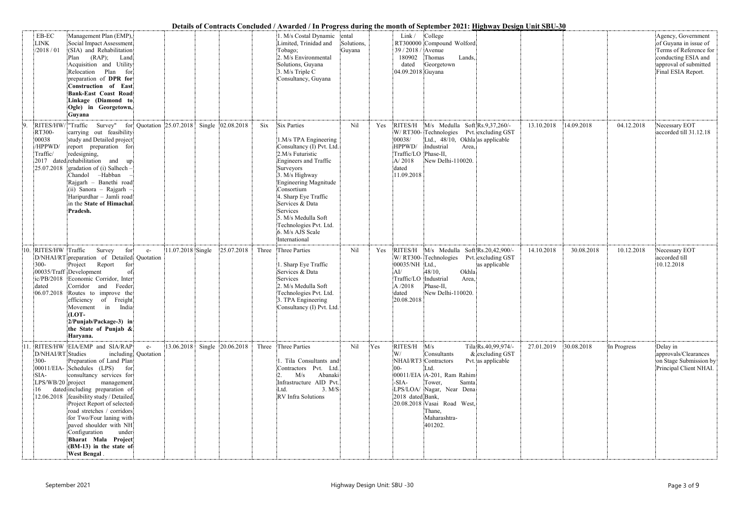**Details of Contracts Concluded / Awarded / In Progress during the month of September 2021: Highway Design Unit SBU-30**

| | | | | | | | | | | | | | | | | | |
|---|---|---|---|---|---|---|---|---|---|---|---|---|---|---|---|---|---|
| | EB-EC LINK /2018 / 01 | Management Plan (EMP), Social Impact Assessment (SIA) and Rehabilitation Plan (RAP); Land Acquisition and Utility Relocation Plan for preparation of **DPR for Construction of East Bank-East Coast Road Linkage (Diamond to Ogle) in Georgetown, Guyana** | | | | | | 1. M/s Costal Dynamic Limited, Trinidad and Tobago; 2. M/s Environmental Solutions, Guyana 3. M/s Triple C Consultancy, Guyana | ental Solutions, Guyana | | Link / RT300000 39 / 2018 / 180902 dated 04.09.2018 | College Compound Wolford Avenue Thomas Lands, Georgetown Guyana | | | | | Agency, Government of Guyana in issue of Terms of Reference for conducting ESIA and approval of submitted Final ESIA Report. |
| 9. | RITES/HW/ RT300-00038 /HPPWD/ Traffic/ 2017 dated 25.07.2018 | "Traffic Survey" for carrying out feasibility study and Detailed project report preparation for redesigning, rehabilitation and up gradation of (i) Salhech – Chandol –Habban – Rajgarh – Banethi road (ii) Sanora – Rajgarh – Haripurdhar – Jamli road in the **State of Himachal Pradesh.** | Quotation | 25.07.2018 | Single | 02.08.2018 | Six | Six Parties 1.M/s TPA Engineering Consultancy (I) Pvt. Ltd. 2.M/s Futuristic Engineers and Traffic Surveyors 3. M/s Highway Engineering Magnitude Consortium 4. Sharp Eye Traffic Services & Data Services 5. M/s Medulla Soft Technologies Pvt. Ltd. 6. M/s AJS Scale International | Nil | Yes | RITES/HW/ RT300-00038/ HPPWD/ Traffic/LOA/ 2018 dated 11.09.2018 | M/s Medulla Soft Technologies Pvt. Ltd., 48/10, Okhla Industrial Area, Phase-II, New Delhi-110020. | Rs.9,37,260/- excluding GST as applicable | 13.10.2018 | 14.09.2018 | 04.12.2018 | Necessary EOT accorded till 31.12.18 |
| 10. | RITES/HW D/NHAI/RT 300-00035/Traffic/PB/2018 dated 06.07.2018 | Traffic Survey for preparation of Detailed Project Report for Development of Economic Corridor, Inter Corridor and Feeder Routes to improve the efficiency of Freight Movement in India **(LOT-2/Punjab/Package-3) in the State of Punjab & Haryana.** | e-Quotation | 11.07.2018 | Single | 25.07.2018 | Three | Three Parties 1. Sharp Eye Traffic Services & Data Services 2. M/s Medulla Soft Technologies Pvt. Ltd. 3. TPA Engineering Consultancy (I) Pvt. Ltd. | Nil | Yes | RITES/HW/ RT300-00035/NHAI/ Traffic/LOA /2018 dated 20.08.2018 | M/s Medulla Soft Technologies Pvt. Ltd., 48/10, Okhla Industrial Area, Phase-II, New Delhi-110020. | Rs.20,42,900/- excluding GST as applicable | 14.10.2018 | 30.08.2018 | 10.12.2018 | Necessary EOT accorded till 10.12.2018 |
| 11. | RITES/HW D/NHAI/RT 300-00011/EIA-SIA-LPS/WB/2016 dated 12.06.2018 | EIA/EMP and SIA/RAP Studies including Preparation of Land Plan Schedules (LPS) for consultancy services for project management including preparation of feasibility study / Detailed Project Report of selected road stretches / corridors for Two/Four laning with paved shoulder with NH Configuration under **Bharat Mala Project (BM-13) in the state of West Bengal**. | e-Quotation | 13.06.2018 | Single | 20.06.2018 | Three | Three Parties 1. Tila Consultants and Contractors Pvt. Ltd. 2. M/s Abanaki Infrastructure AID Pvt. Ltd. 3. M/S RV Infra Solutions | Nil | Yes | RITES/HW/ NHAI/RT300-00011/EIA-SIA-LPS/LOA/2018 dated 20.08.2018 | M/s Tila Consultants & Contractors Pvt. Ltd. A-201, Ram Rahim Tower, Samta Nagar, Near Dena Bank, Vasai Road West, Thane, Maharashtra-401202. | Rs.40,99,974/- excluding GST as applicable | 27.01.2019 | 30.08.2018 | In Progress | Delay in approvals/Clearances on Stage Submission by Principal Client NHAI. |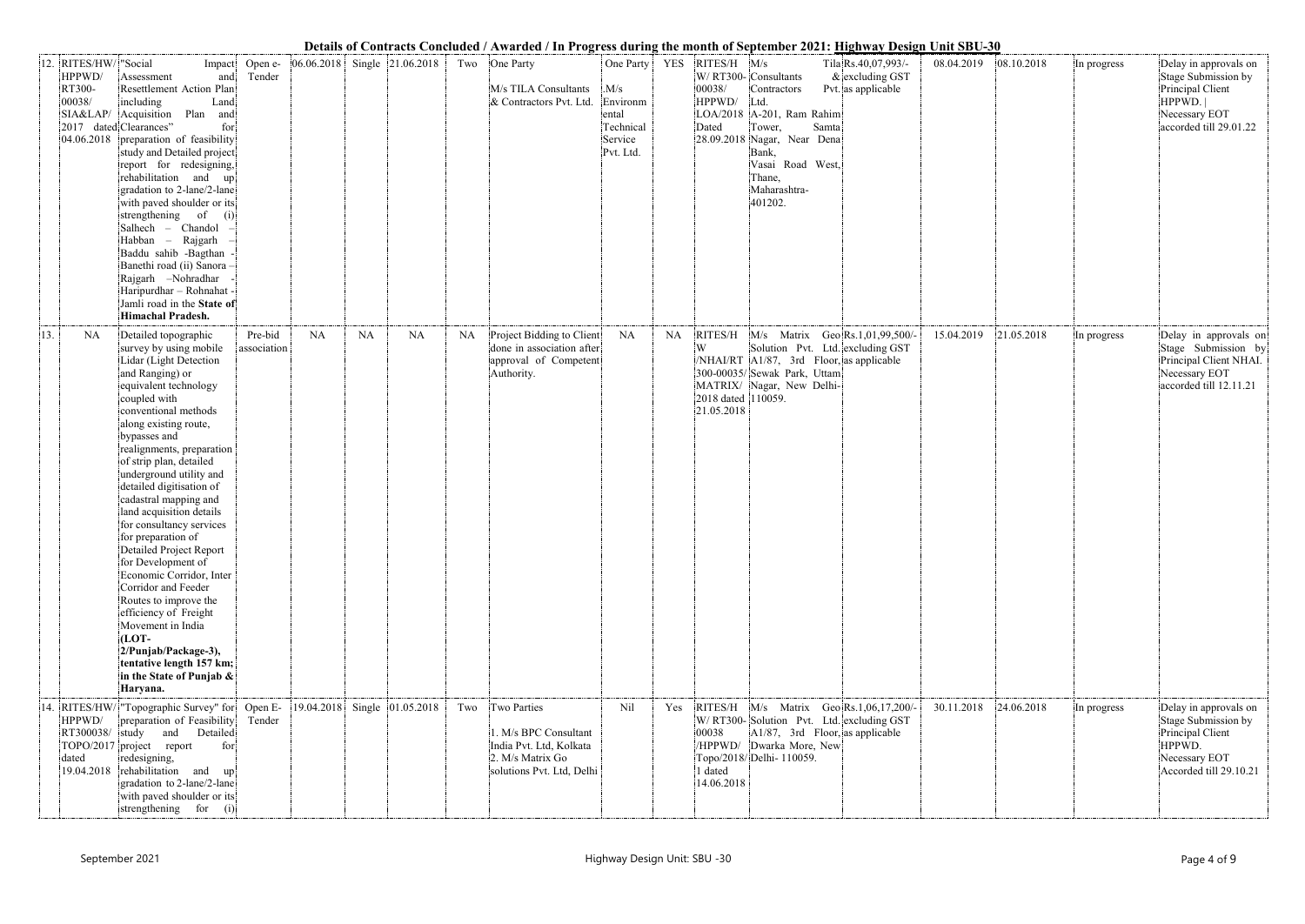**Details of Contracts Concluded / Awarded / In Progress during the month of September 2021: Highway Design Unit SBU-30**

| | | | | | | | | | | | | | | | | | |
|---|---|---|---|---|---|---|---|---|---|---|---|---|---|---|---|---|---|
| 12. | RITES/HW/ HPPWD/ RT300-00038/ SIA&LAP/ 2017 dated 04.06.2018 | "Social Impact Assessment and Resettlement Action Plan including Land Acquisition Plan and Clearances" for preparation of feasibility study and Detailed project report for redesigning, rehabilitation and up gradation to 2-lane/2-lane with paved shoulder or its strengthening of (i) Salhech – Chandol – Habban – Rajgarh – Baddu sahib -Bagthan - Banethi road (ii) Sanora – Rajgarh –Nohradhar - Haripurdhar – Rohnahat - Jamli road in the **State of Himachal Pradesh.** | Open e-Tender | 06.06.2018 | Single | 21.06.2018 | Two | One Party<br><br>M/s TILA Consultants & Contractors Pvt. Ltd. | One Party<br><br>M/s Environmental Technical Service Pvt. Ltd. | YES | RITES/HW/ RT300-00038/ HPPWD/ LOA/2018 Dated 28.09.2018 | M/s Tila Consultants & Contractors Pvt. Ltd. A-201, Ram Rahim Tower, Samta Nagar, Near Dena Bank, Vasai Road West, Thane, Maharashtra-401202. | Rs.40,07,993/- excluding GST as applicable | 08.04.2019 | 08.10.2018 | In progress | Delay in approvals on Stage Submission by Principal Client HPPWD. \| Necessary EOT accorded till 29.01.22 |
| 13. | NA | Detailed topographic survey by using mobile Lidar (Light Detection and Ranging) or equivalent technology coupled with conventional methods along existing route, bypasses and realignments, preparation of strip plan, detailed underground utility and detailed digitisation of cadastral mapping and land acquisition details for consultancy services for preparation of Detailed Project Report for Development of Economic Corridor, Inter Corridor and Feeder Routes to improve the efficiency of Freight Movement in India **(LOT-2/Punjab/Package-3), tentative length 157 km; in the State of Punjab & Haryana.** | Pre-bid association | NA | NA | NA | NA | Project Bidding to Client done in association after approval of Competent Authority. | NA | NA | RITES/HW/NHAI/RT300-00035/ MATRIX/ 2018 dated 21.05.2018 | M/s Matrix Geo Solution Pvt. Ltd. A1/87, 3rd Floor, Sewak Park, Uttam Nagar, New Delhi-110059. | Rs.1,01,99,500/- excluding GST as applicable | 15.04.2019 | 21.05.2018 | In progress | Delay in approvals on Stage Submission by Principal Client NHAI. Necessary EOT accorded till 12.11.21 |
| 14. | RITES/HW/ HPPWD/ RT300038/ TOPO/2017 dated 19.04.2018 | "Topographic Survey" for preparation of Feasibility study and Detailed project report for redesigning, rehabilitation and up gradation to 2-lane/2-lane with paved shoulder or its strengthening for (i) | Open E-Tender | 19.04.2018 | Single | 01.05.2018 | Two | Two Parties<br><br>1. M/s BPC Consultant India Pvt. Ltd, Kolkata<br>2. M/s Matrix Go solutions Pvt. Ltd, Delhi | Nil | Yes | RITES/HW/ RT300-00038 /HPPWD/ Topo/2018/1 dated 14.06.2018 | M/s Matrix Geo Solution Pvt. Ltd. A1/87, 3rd Floor, Dwarka More, New Delhi- 110059. | Rs.1,06,17,200/- excluding GST as applicable | 30.11.2018 | 24.06.2018 | In progress | Delay in approvals on Stage Submission by Principal Client HPPWD. Necessary EOT Accorded till 29.10.21 |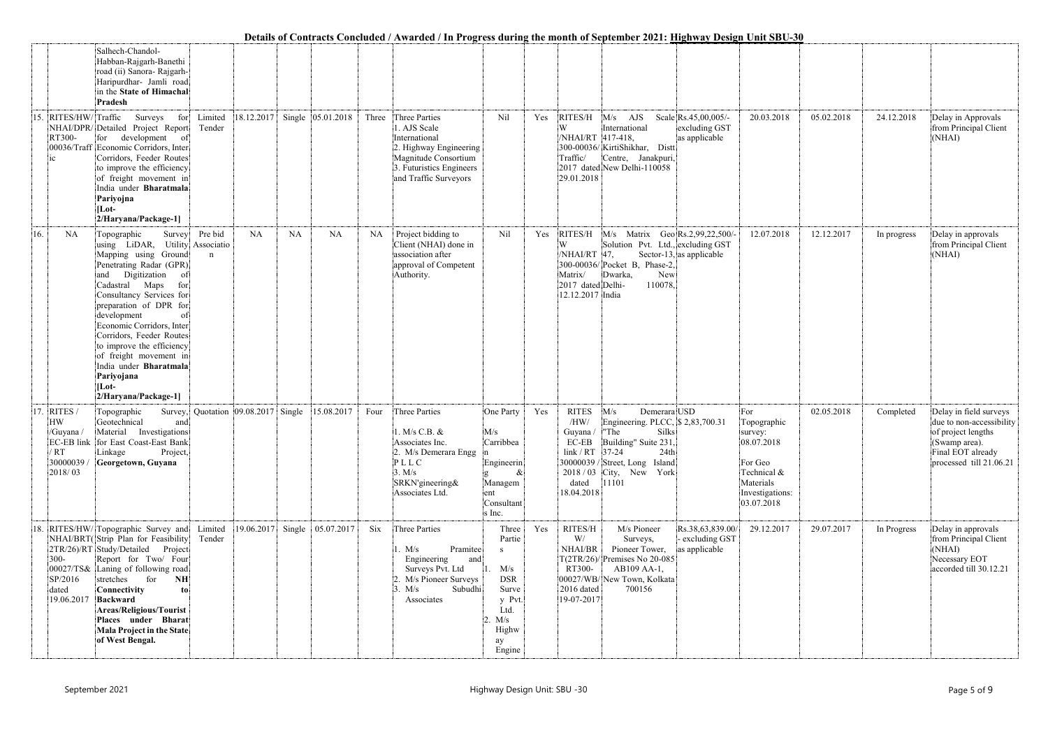**Details of Contracts Concluded / Awarded / In Progress during the month of September 2021: Highway Design Unit SBU-30**

| | | | | | | | | | | | | | | | | | |
|---|---|---|---|---|---|---|---|---|---|---|---|---|---|---|---|---|---|
| | | Salhech-Chandol-Habban-Rajgarh-Banethi road (ii) Sanora- Rajgarh-Haripurdhar- Jamli road in the **State of Himachal Pradesh** | | | | | | | | | | | | | | | |
| 15. | RITES/HW/NHAI/DPR/RT300-00036/Traffic | Traffic Surveys for Detailed Project Report for development of Economic Corridors, Inter Corridors, Feeder Routes to improve the efficiency of freight movement in India under **Bharatmala Pariyojna [Lot-2/Haryana/Package-1]** | Limited Tender | 18.12.2017 | Single | 05.01.2018 | Three | Three Parties 1. AJS Scale International 2. Highway Engineering Magnitude Consortium 3. Futuristics Engineers and Traffic Surveyors | Nil | Yes | RITES/HW/NHAI/RT300-00036/Traffic/2017 dated 29.01.2018 | M/s AJS Scale International 417-418, KirtiShikhar, Distt Centre, Janakpuri, New Delhi-110058 | Rs.45,00,005/- excluding GST as applicable | 20.03.2018 | 05.02.2018 | 24.12.2018 | Delay in Approvals from Principal Client (NHAI) |
| 16. | NA | Topographic Survey using LiDAR, Utility Mapping using Ground Penetrating Radar (GPR) and Digitization of Cadastral Maps for Consultancy Services for preparation of DPR for development of Economic Corridors, Inter Corridors, Feeder Routes to improve the efficiency of freight movement in India under **Bharatmala Pariyojana [Lot-2/Haryana/Package-1]** | Pre bid Association | NA | NA | NA | NA | Project bidding to Client (NHAI) done in association after approval of Competent Authority. | Nil | Yes | RITES/HW/NHAI/RT300-00036/Matrix/2017 dated 12.12.2017 | M/s Matrix Geo Solution Pvt. Ltd., 47, Sector-13, Pocket B, Phase-2, Dwarka, New Delhi- 110078, India | Rs.2,99,22,500/- excluding GST as applicable | 12.07.2018 | 12.12.2017 | In progress | Delay in approvals from Principal Client (NHAI) |
| 17. | RITES / HW /Guyana / EC-EB link / RT 30000039 / 2018/ 03 | Topographic Survey, Geotechnical and Material Investigations for East Coast-East Bank Linkage Project, **Georgetown, Guyana** | Quotation | 09.08.2017 | Single | 15.08.2017 | Four | Three Parties 1. M/s C.B. & Associates Inc. 2. M/s Demerara Engg P L L C 3. M/s SRKN'gineering& Associates Ltd. | One Party M/s Carribbean Engineering & Management Consultants Inc. | Yes | RITES /HW/ Guyana / EC-EB link / RT 30000039 / 2018 / 03 dated 18.04.2018 | M/s Demerara Engineering. PLLC, "The Silks Building" Suite 231, 37-24 24th Street, Long Island City, New York 11101 | USD $ 2,83,700.31 | For Topographic survey: 08.07.2018 For Geo Technical & Materials Investigations: 03.07.2018 | 02.05.2018 | Completed | Delay in field surveys due to non-accessibility of project lengths (Swamp area). Final EOT already processed till 21.06.21 |
| 18. | RITES/HW/NHAI/BRT(2TR/26)/RT300-00027/TS&SP/2016 dated 19.06.2017 | Topographic Survey and Strip Plan for Feasibility Study/Detailed Project Report for Two/ Four Laning of following road stretches for **NH Connectivity to Backward Areas/Religious/Tourist Places under Bharat Mala Project in the State of West Bengal.** | Limited Tender | 19.06.2017 | Single | 05.07.2017 | Six | Three Parties 1. M/s Pramitee Engineering and Surveys Pvt. Ltd 2. M/s Pioneer Surveys 3. M/s Subudhi Associates | Three Parties 1. M/s DSR Survey Pvt. Ltd. 2. M/s Highway Engine | Yes | RITES/HW/NHAI/BRT(2TR/26)/RT300-00027/WB/2016 dated 19-07-2017 | M/s Pioneer Surveys, Pioneer Tower, Premises No 20-085 AB109 AA-1, New Town, Kolkata 700156 | Rs.38,63,839.00/- excluding GST as applicable | 29.12.2017 | 29.07.2017 | In Progress | Delay in approvals from Principal Client (NHAI) Necessary EOT accorded till 30.12.21 |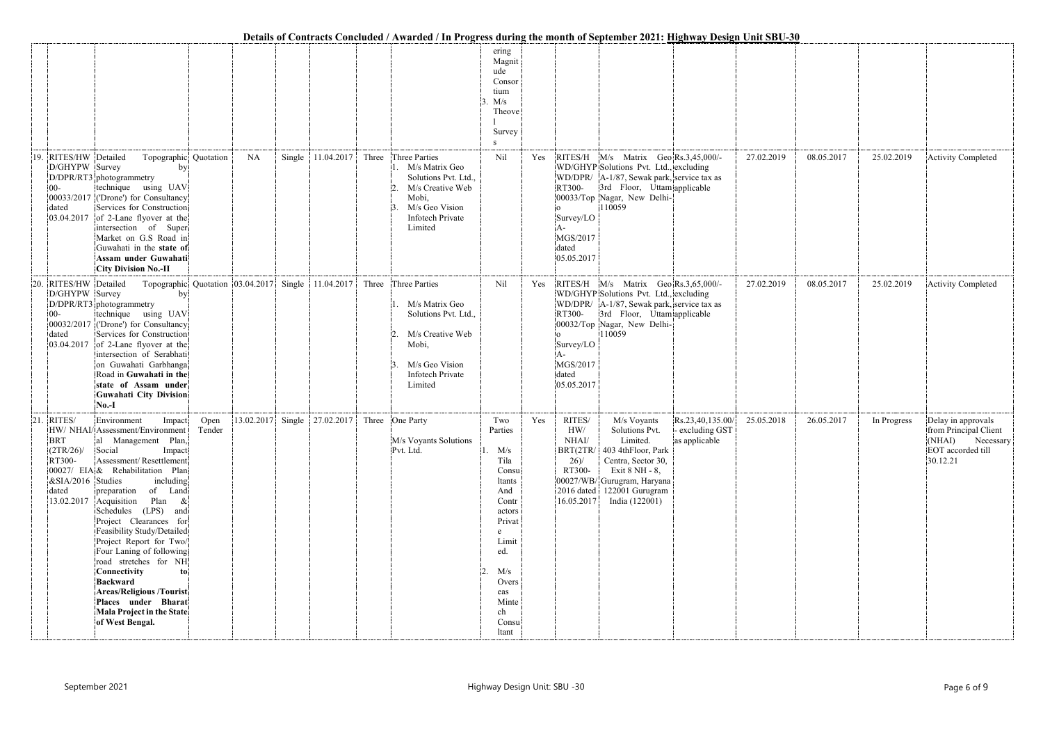**Details of Contracts Concluded / Awarded / In Progress during the month of September 2021: Highway Design Unit SBU-30**

| | | | | | | | | | | | | | | | | | |
|---|---|---|---|---|---|---|---|---|---|---|---|---|---|---|---|---|---|
| | | | | | | | | | ering Magnitude Consortium 3. M/s Theovel Surveys | | | | | | | | |
| 19. | RITES/HWD/GHYPWD/DPR/RT300-00033/2017 dated 03.04.2017 | Detailed Topographic Survey by photogrammetry technique using UAV ('Drone') for Consultancy Services for Construction of 2-Lane flyover at the intersection of Super Market on G.S Road in Guwahati in the **state of Assam under Guwahati City Division No.-II** | Quotation | NA | Single | 11.04.2017 | Three | Three Parties 1. M/s Matrix Geo Solutions Pvt. Ltd., 2. M/s Creative Web Mobi, 3. M/s Geo Vision Infotech Private Limited | Nil | Yes | RITES/HWD/GHYPWD/DPR/RT300-00033/Topo Survey/LOA-MGS/2017 dated 05.05.2017 | M/s Matrix Geo Solutions Pvt. Ltd., A-1/87, Sewak park, 3rd Floor, Uttam Nagar, New Delhi-110059 | Rs.3,45,000/- excluding service tax as applicable | 27.02.2019 | 08.05.2017 | 25.02.2019 | Activity Completed |
| 20. | RITES/HWD/GHYPWD/DPR/RT300-00032/2017 dated 03.04.2017 | Detailed Topographic Survey by photogrammetry technique using UAV ('Drone') for Consultancy Services for Construction of 2-Lane flyover at the intersection of Serabhati on Guwahati Garbhanga Road in **Guwahati in the state of Assam under Guwahati City Division No.-I** | Quotation | 03.04.2017 | Single | 11.04.2017 | Three | Three Parties 1. M/s Matrix Geo Solutions Pvt. Ltd., 2. M/s Creative Web Mobi, 3. M/s Geo Vision Infotech Private Limited | Nil | Yes | RITES/HWD/GHYPWD/DPR/RT300-00032/Topo Survey/LOA-MGS/2017 dated 05.05.2017 | M/s Matrix Geo Solutions Pvt. Ltd., A-1/87, Sewak park, 3rd Floor, Uttam Nagar, New Delhi-110059 | Rs.3,65,000/- excluding service tax as applicable | 27.02.2019 | 08.05.2017 | 25.02.2019 | Activity Completed |
| 21. | RITES/HW/ NHAI/BRT(2TR/26)/RT300-00027/ EIA&SIA/2016 dated 13.02.2017 | Environment Impact Assessment/Environmental Management Plan, Social Impact Assessment/ Resettlement & Rehabilitation Plan Studies including preparation of Land Acquisition Plan & Schedules (LPS) and Project Clearances for Feasibility Study/Detailed Project Report for Two/ Four Laning of following road stretches for NH **Connectivity to Backward Areas/Religious /Tourist Places under Bharat Mala Project in the State of West Bengal.** | Open Tender | 13.02.2017 | Single | 27.02.2017 | Three | One Party M/s Voyants Solutions Pvt. Ltd. | Two Parties 1. M/s Tila Consultants And Contractors Private Limited. 2. M/s Overseas Mintech Consultant | Yes | RITES/HW/NHAI/BRT(2TR/26)/RT300-00027/WB/2016 dated 16.05.2017 | M/s Voyants Solutions Pvt. Limited. 403 4thFloor, Park Centra, Sector 30, Exit 8 NH - 8, Gurugram, Haryana 122001 Gurugram India (122001) | Rs.23,40,135.00/- excluding GST as applicable | 25.05.2018 | 26.05.2017 | In Progress | Delay in approvals from Principal Client (NHAI) Necessary EOT accorded till 30.12.21 |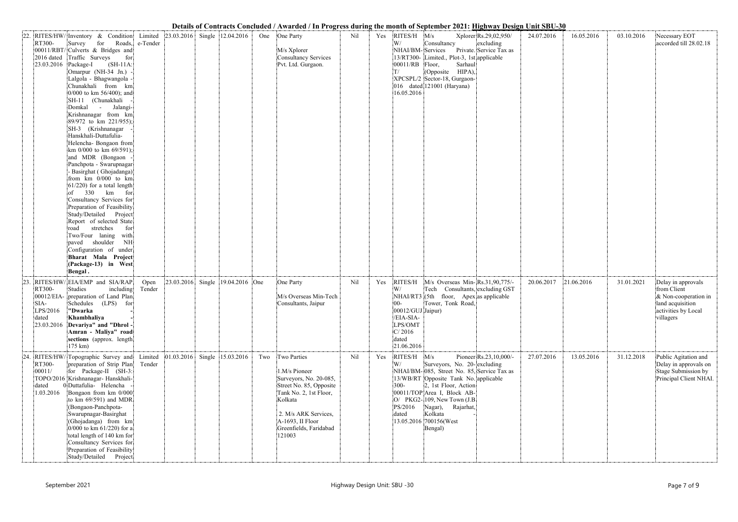**Details of Contracts Concluded / Awarded / In Progress during the month of September 2021: Highway Design Unit SBU-30**

| 22. | RITES/HW/RT300-00011/RBT/2016 dated 23.03.2016 | Inventory & Condition Survey for Roads, Culverts & Bridges and Traffic Surveys for Package-I (SH-11A: Omarpur (NH-34 Jn.) - Lalgola - Bhagwangola - Chunakhali from km 0/000 to km 56/400); and SH-11 (Chunakhali - Domkal - Jalangi-Krishnanagar from km 89/972 to km 221/955); SH-3 (Krishnanagar - Hanskhali-Duttafulia-Helencha- Bongaon from km 0/000 to km 69/591); and MDR (Bongaon - Panchpota - Swarupnagar - Basirghat ( Ghojadanga) from km 0/000 to km 61/220) for a total length of 330 km for Consultancy Services for Preparation of Feasibility Study/Detailed Project Report of selected State road stretches for Two/Four laning with paved shoulder NH Configuration of under **Bharat Mala Project (Package-13) in West Bengal.** | Limited e-Tender | 23.03.2016 | Single | 12.04.2016 | One | One Party<br><br>M/s Xplorer Consultancy Services Pvt. Ltd. Gurgaon. | Nil | Yes | RITES/HW/NHAI/BM-13/RT300-00011/RBT/XPCSPL/2016 dated 16.05.2016 | M/s Xplorer Consultancy Services Private. Limited., Plot-3, 1st Floor, Sarhaul (Opposite HIPA), Sector-18, Gurgaon-121001 (Haryana) | Rs.29,02,950/ excluding Service Tax as applicable | 24.07.2016 | 16.05.2016 | 03.10.2016 | Necessary EOT accorded till 28.02.18 |
|---|---|---|---|---|---|---|---|---|---|---|---|---|---|---|---|---|---|
| 23. | RITES/HW/RT300-00012/EIA-SIA-LPS/2016 dated 23.03.2016 | EIA/EMP and SIA/RAP Studies including preparation of Land Plan Schedules (LPS) for **"Dwarka - Khambhaliya - Devariya" and "Dhrol - Amran - Maliya" road sections** (approx. length 175 km) | Open Tender | 23.03.2016 | Single | 19.04.2016 | One | One Party<br><br>M/s Overseas Min-Tech Consultants, Jaipur | Nil | Yes | RITES/HW/NHAI/RT300-00012/GUJ/EIA-SIA-LPS/OMTC/2016 dated 21.06.2016 | M/s Overseas Min-Tech Consultants, (5th floor, Apex Tower, Tonk Road, Jaipur) | Rs.31,90,775/- excluding GST as applicable | 20.06.2017 | 21.06.2016 | 31.01.2021 | Delay in approvals from Client & Non-cooperation in land acquisition activities by Local villagers |
| 24. | RITES/HW/RT300-00011/TOPO/2016 dated 01.03.2016 | Topographic Survey and preparation of Strip Plan for Package-II (SH-3: Krishnanagar- Hanskhali-Duttafulia- Helencha - Bongaon from km 0/000 to km 69/591) and MDR (Bongaon-Panchpota-Swarupnagar-Basirghat (Ghojadanga) from km 0/000 to km 61/220) for a total length of 140 km for Consultancy Services for Preparation of Feasibility Study/Detailed Project | Limited Tender | 01.03.2016 | Single | 15.03.2016 | Two | Two Parties<br><br>1.M/s Pioneer Surveyors, No. 20-085, Street No. 85, Opposite Tank No. 2, 1st Floor, Kolkata<br><br>2. M/s ARK Services, A-1693, II Floor Greenfields, Faridabad 121003 | Nil | Yes | RITES/HW/NHAI/BM-13/WB/RT300-00011/TOPO/PKG2-PS/2016 dated 13.05.2016 | M/s Pioneer Surveyors, No. 20-085, Street No. 85, Opposite Tank No. 2, 1st Floor, Action Area I, Block AB-109, New Town (J.B Nagar), Rajarhat, Kolkata - 700156(West Bengal) | Rs.23,10,000/- excluding Service Tax as applicable | 27.07.2016 | 13.05.2016 | 31.12.2018 | Public Agitation and Delay in approvals on Stage Submission by Principal Client NHAI. |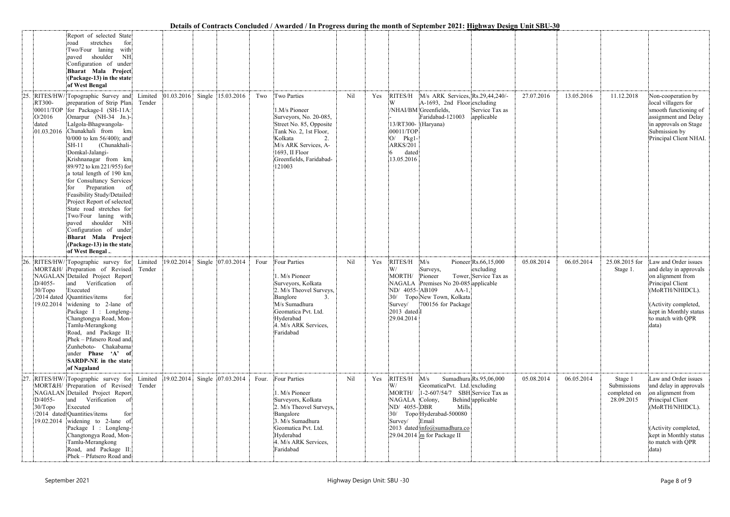**Details of Contracts Concluded / Awarded / In Progress during the month of September 2021: Highway Design Unit SBU-30**

| | | | | | | | | | | | | | | | | | |
|---|---|---|---|---|---|---|---|---|---|---|---|---|---|---|---|---|---|
| | | Report of selected State road stretches for Two/Four laning with paved shoulder NH Configuration of under **Bharat Mala Project (Package-13) in the state of West Bengal** | | | | | | | | | | | | | | | |
| 25. | RITES/HW/ RT300-00011/TOP O/2016 dated 01.03.2016 | Topographic Survey and preparation of Strip Plan for Package-I (SH-11A: Omarpur (NH-34 Jn.)-Lalgola-Bhagwangola-Chunakhali from km 0/000 to km 56/400); and SH-11 (Chunakhali-Domkal-Jalangi-Krishnanagar from km 89/972 to km 221/955) for a total length of 190 km for Consultancy Services for Preparation of Feasibility Study/Detailed Project Report of selected State road stretches for Two/Four laning with paved shoulder NH Configuration of under **Bharat Mala Project (Package-13) in the state of West Bengal .** | Limited Tender | 01.03.2016 | Single | 15.03.2016 | Two | Two Parties<br><br>1.M/s Pioneer Surveyors, No. 20-085, Street No. 85, Opposite Tank No. 2, 1st Floor, Kolkata 2. M/s ARK Services, A-1693, II Floor Greenfields, Faridabad-121003 | Nil | Yes | RITES/HW/NHAI/BM-13/RT300-00011/TOPO/ Pkg1-ARKS/2016 dated 13.05.2016 | M/s ARK Services, A-1693, 2nd Floor Greenfields, Faridabad-121003 (Haryana) | Rs.29,44,240/- excluding Service Tax as applicable | 27.07.2016 | 13.05.2016 | 11.12.2018 | Non-cooperation by local villagers for smooth functioning of assignment and Delay in approvals on Stage Submission by Principal Client NHAI. |
| 26. | RITES/HW/ MORT&H/ NAGALAN D/4055-30/Topo /2014 dated 19.02.2014 | Topographic survey for Preparation of Revised Detailed Project Report and Verification of Executed Quantities/items for widening to 2-lane of Package I : Longleng-Changtongya Road, Mon-Tamlu-Merangkong Road, and Package II: Phek – Pfutsero Road and Zunheboto- Chakabama under **Phase 'A' of SARDP-NE in the state of Nagaland** | Limited Tender | 19.02.2014 | Single | 07.03.2014 | Four | Four Parties<br><br>1. M/s Pioneer Surveyors, Kolkata 2. M/s Theovel Surveys, Banglore 3. M/s Sumadhura Geomatica Pvt. Ltd. Hyderabad 4. M/s ARK Services, Faridabad | Nil | Yes | RITES/HW/ MORTH/ NAGALAND/ 4055-30/ Topo Survey/ 2013 dated 29.04.2014 | M/s Pioneer Surveys, Pioneer Tower, Premises No 20-085 AB109 AA-1, New Town, Kolkata 700156 for Package I | Rs.66,15,000 excluding Service Tax as applicable | 05.08.2014 | 06.05.2014 | 25.08.2015 for Stage 1. | Law and Order issues and delay in approvals on alignment from Principal Client (MoRTH/NHIDCL).<br><br>(Activity completed, kept in Monthly status to match with QPR data) |
| 27. | RITES/HW/ MORT&H/ NAGALAN D/4055-30/Topo /2014 dated 19.02.2014 | Topographic survey for Preparation of Revised Detailed Project Report and Verification of Executed Quantities/items for widening to 2-lane of Package I : Longleng-Changtongya Road, Mon-Tamlu-Merangkong Road, and Package II: Phek – Pfutsero Road and | Limited Tender | 19.02.2014 | Single | 07.03.2014 | Four. | Four Parties<br><br>1. M/s Pioneer Surveyors, Kolkata 2. M/s Theovel Surveys, Bangalore 3. M/s Sumadhura Geomatica Pvt. Ltd. Hyderabad 4. M/s ARK Services, Faridabad | Nil | Yes | RITES/HW/ MORTH/ NAGALAND/ 4055-30/ Topo Survey/ 2013 dated 29.04.2014 | M/s Sumadhura GeomaticaPvt. Ltd. 1-2-607/54/7 SBH Colony, Behind DBR Mills Hyderabad-500080 Email info@sumadhura.com for Package II | Rs.95,06,000 excluding Service Tax as applicable | 05.08.2014 | 06.05.2014 | Stage 1 Submissions completed on 28.09.2015 | Law and Order issues and delay in approvals on alignment from Principal Client (MoRTH/NHIDCL).<br><br>(Activity completed, kept in Monthly status to match with QPR data) |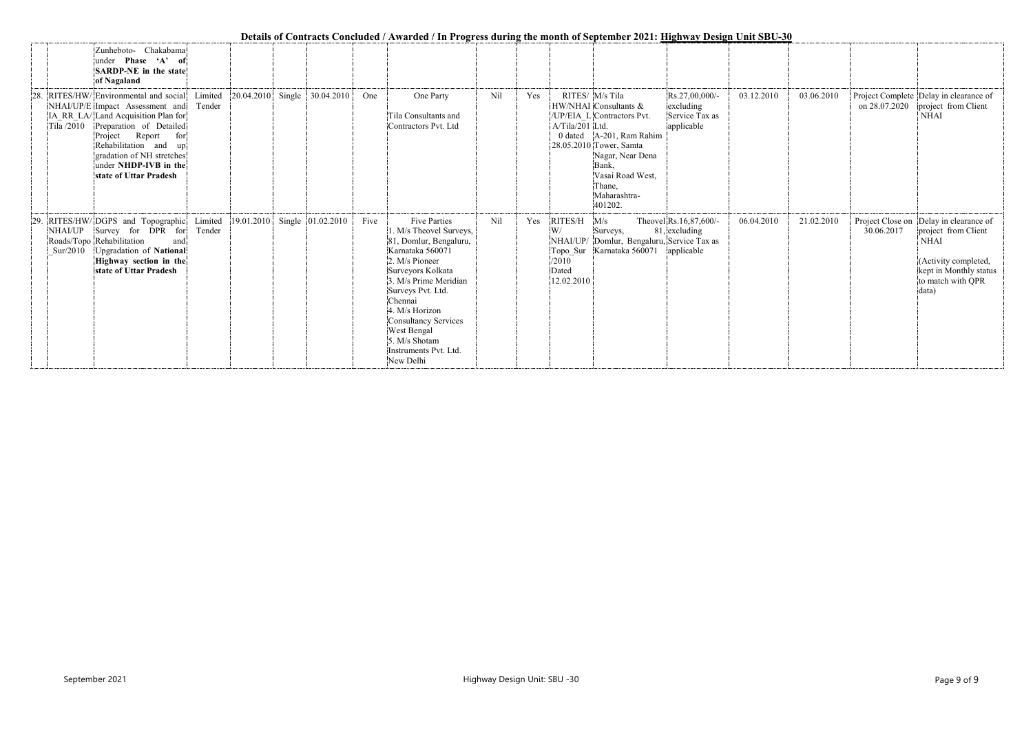**Details of Contracts Concluded / Awarded / In Progress during the month of September 2021: Highway Design Unit SBU-30**

| | | | | | | | | | | | | | | | | | |
|---|---|---|---|---|---|---|---|---|---|---|---|---|---|---|---|---|---|
| | | Zunheboto- Chakabama under **Phase 'A'** of **SARDP-NE in the state of Nagaland** | | | | | | | | | | | | | | | |
| 28. | RITES/HW/ NHAI/UP/EIA_RR_LA/ Tila /2010 | Environmental and social Impact Assessment and Land Acquisition Plan for Preparation of Detailed Project Report for Rehabilitation and up gradation of NH stretches under **NHDP-IVB in the state of Uttar Pradesh** | Limited Tender | 20.04.2010 | Single | 30.04.2010 | One | One Party<br>Tila Consultants and Contractors Pvt. Ltd | Nil | Yes | RITES/ HW/NHAI/UP/EIA_L A/Tila/2010 dated 28.05.2010 | M/s Tila Consultants & Contractors Pvt. Ltd.<br>A-201, Ram Rahim Tower, Samta Nagar, Near Dena Bank, Vasai Road West, Thane, Maharashtra-401202. | Rs.27,00,000/- excluding Service Tax as applicable | 03.12.2010 | 03.06.2010 | Project Complete on 28.07.2020 | Delay in clearance of project from Client NHAI |
| 29. | RITES/HW/ NHAI/UP Roads/Topo_Sur/2010 | DGPS and Topographic Survey for DPR for Rehabilitation and Upgradation of **National Highway section in the state of Uttar Pradesh** | Limited Tender | 19.01.2010 | Single | 01.02.2010 | Five | Five Parties<br>1. M/s Theovel Surveys, 81, Domlur, Bengaluru, Karnataka 560071<br>2. M/s Pioneer Surveyors Kolkata<br>3. M/s Prime Meridian Surveys Pvt. Ltd. Chennai<br>4. M/s Horizon Consultancy Services West Bengal<br>5. M/s Shotam Instruments Pvt. Ltd. New Delhi | Nil | Yes | RITES/HW/NHAI/UP/Topo_Sur/2010 Dated 12.02.2010 | M/s Theovel Surveys, 81, Domlur, Bengaluru, Karnataka 560071 | Rs.16,87,600/- excluding Service Tax as applicable | 06.04.2010 | 21.02.2010 | Project Close on 30.06.2017 | Delay in clearance of project from Client NHAI<br><br>(Activity completed, kept in Monthly status to match with QPR data) |